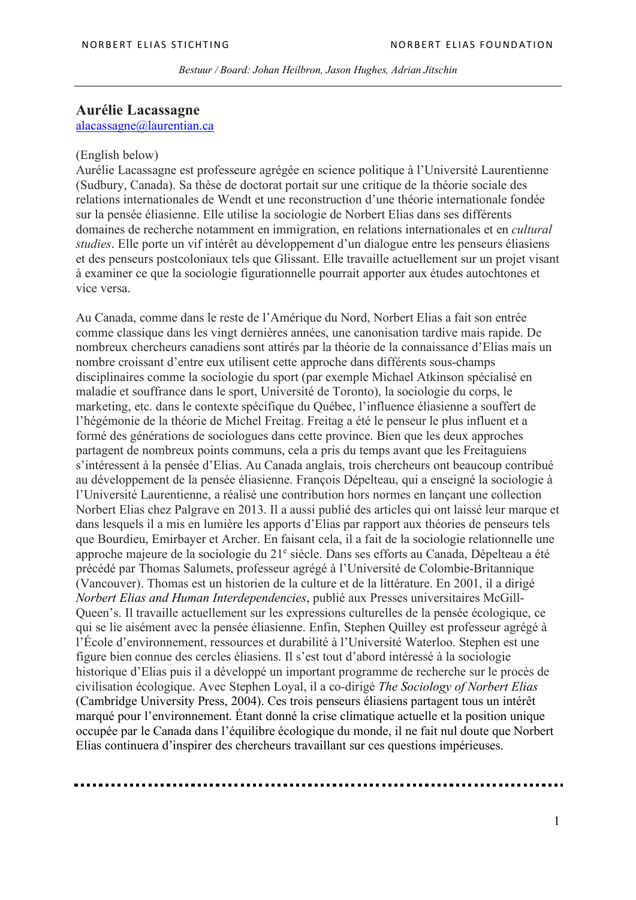NORBERT ELIAS STICHTING NORBERT ELIAS FOUNDATION

*Bestuur / Board: Johan Heilbron, Jason Hughes, Adrian Jitschin*

---

## Aurélie Lacassagne

alacassagne@laurentian.ca

(English below)

Aurélie Lacassagne est professeure agrégée en science politique à l'Université Laurentienne (Sudbury, Canada). Sa thèse de doctorat portait sur une critique de la théorie sociale des relations internationales de Wendt et une reconstruction d'une théorie internationale fondée sur la pensée éliasienne. Elle utilise la sociologie de Norbert Elias dans ses différents domaines de recherche notamment en immigration, en relations internationales et en *cultural studies*. Elle porte un vif intérêt au développement d'un dialogue entre les penseurs éliasiens et des penseurs postcoloniaux tels que Glissant. Elle travaille actuellement sur un projet visant à examiner ce que la sociologie figurationnelle pourrait apporter aux études autochtones et vice versa.

Au Canada, comme dans le reste de l'Amérique du Nord, Norbert Elias a fait son entrée comme classique dans les vingt dernières années, une canonisation tardive mais rapide. De nombreux chercheurs canadiens sont attirés par la théorie de la connaissance d'Elias mais un nombre croissant d'entre eux utilisent cette approche dans différents sous-champs disciplinaires comme la sociologie du sport (par exemple Michael Atkinson spécialisé en maladie et souffrance dans le sport, Université de Toronto), la sociologie du corps, le marketing, etc. dans le contexte spécifique du Québec, l'influence éliasienne a souffert de l'hégémonie de la théorie de Michel Freitag. Freitag a été le penseur le plus influent et a formé des générations de sociologues dans cette province. Bien que les deux approches partagent de nombreux points communs, cela a pris du temps avant que les Freitaguiens s'intéressent à la pensée d'Elias. Au Canada anglais, trois chercheurs ont beaucoup contribué au développement de la pensée éliasienne. François Dépelteau, qui a enseigné la sociologie à l'Université Laurentienne, a réalisé une contribution hors normes en lançant une collection Norbert Elias chez Palgrave en 2013. Il a aussi publié des articles qui ont laissé leur marque et dans lesquels il a mis en lumière les apports d'Elias par rapport aux théories de penseurs tels que Bourdieu, Emirbayer et Archer. En faisant cela, il a fait de la sociologie relationnelle une approche majeure de la sociologie du 21e siècle. Dans ses efforts au Canada, Dépelteau a été précédé par Thomas Salumets, professeur agrégé à l'Université de Colombie-Britannique (Vancouver). Thomas est un historien de la culture et de la littérature. En 2001, il a dirigé *Norbert Elias and Human Interdependencies*, publié aux Presses universitaires McGill-Queen's. Il travaille actuellement sur les expressions culturelles de la pensée écologique, ce qui se lie aisément avec la pensée éliasienne. Enfin, Stephen Quilley est professeur agrégé à l'École d'environnement, ressources et durabilité à l'Université Waterloo. Stephen est une figure bien connue des cercles éliasiens. Il s'est tout d'abord intéressé à la sociologie historique d'Elias puis il a développé un important programme de recherche sur le procès de civilisation écologique. Avec Stephen Loyal, il a co-dirigé *The Sociology of Norbert Elias* (Cambridge University Press, 2004). Ces trois penseurs éliasiens partagent tous un intérêt marqué pour l'environnement. Étant donné la crise climatique actuelle et la position unique occupée par le Canada dans l'équilibre écologique du monde, il ne fait nul doute que Norbert Elias continuera d'inspirer des chercheurs travaillant sur ces questions impérieuses.

---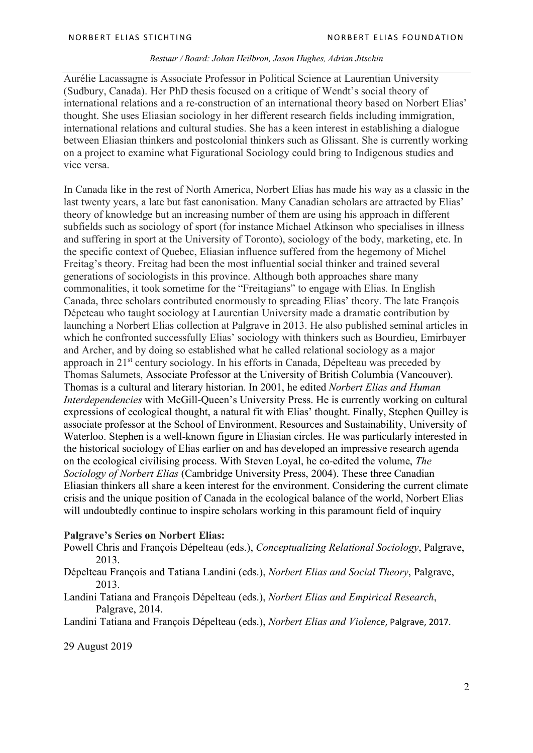Aurélie Lacassagne is Associate Professor in Political Science at Laurentian University (Sudbury, Canada). Her PhD thesis focused on a critique of Wendt's social theory of international relations and a re-construction of an international theory based on Norbert Elias' thought. She uses Eliasian sociology in her different research fields including immigration, international relations and cultural studies. She has a keen interest in establishing a dialogue between Eliasian thinkers and postcolonial thinkers such as Glissant. She is currently working on a project to examine what Figurational Sociology could bring to Indigenous studies and vice versa.

In Canada like in the rest of North America, Norbert Elias has made his way as a classic in the last twenty years, a late but fast canonisation. Many Canadian scholars are attracted by Elias' theory of knowledge but an increasing number of them are using his approach in different subfields such as sociology of sport (for instance Michael Atkinson who specialises in illness and suffering in sport at the University of Toronto), sociology of the body, marketing, etc. In the specific context of Quebec, Eliasian influence suffered from the hegemony of Michel Freitag's theory. Freitag had been the most influential social thinker and trained several generations of sociologists in this province. Although both approaches share many commonalities, it took sometime for the "Freitagians" to engage with Elias. In English Canada, three scholars contributed enormously to spreading Elias' theory. The late François Dépeteau who taught sociology at Laurentian University made a dramatic contribution by launching a Norbert Elias collection at Palgrave in 2013. He also published seminal articles in which he confronted successfully Elias' sociology with thinkers such as Bourdieu, Emirbayer and Archer, and by doing so established what he called relational sociology as a major approach in 21st century sociology. In his efforts in Canada, Dépelteau was preceded by Thomas Salumets, Associate Professor at the University of British Columbia (Vancouver). Thomas is a cultural and literary historian. In 2001, he edited *Norbert Elias and Human Interdependencies* with McGill-Queen's University Press. He is currently working on cultural expressions of ecological thought, a natural fit with Elias' thought. Finally, Stephen Quilley is associate professor at the School of Environment, Resources and Sustainability, University of Waterloo. Stephen is a well-known figure in Eliasian circles. He was particularly interested in the historical sociology of Elias earlier on and has developed an impressive research agenda on the ecological civilising process. With Steven Loyal, he co-edited the volume, *The Sociology of Norbert Elias* (Cambridge University Press, 2004). These three Canadian Eliasian thinkers all share a keen interest for the environment. Considering the current climate crisis and the unique position of Canada in the ecological balance of the world, Norbert Elias will undoubtedly continue to inspire scholars working in this paramount field of inquiry

**Palgrave's Series on Norbert Elias:**

Powell Chris and François Dépelteau (eds.), *Conceptualizing Relational Sociology*, Palgrave, 2013.

Dépelteau François and Tatiana Landini (eds.), *Norbert Elias and Social Theory*, Palgrave, 2013.

Landini Tatiana and François Dépelteau (eds.), *Norbert Elias and Empirical Research*, Palgrave, 2014.

Landini Tatiana and François Dépelteau (eds.), *Norbert Elias and Violence*, Palgrave, 2017.

29 August 2019